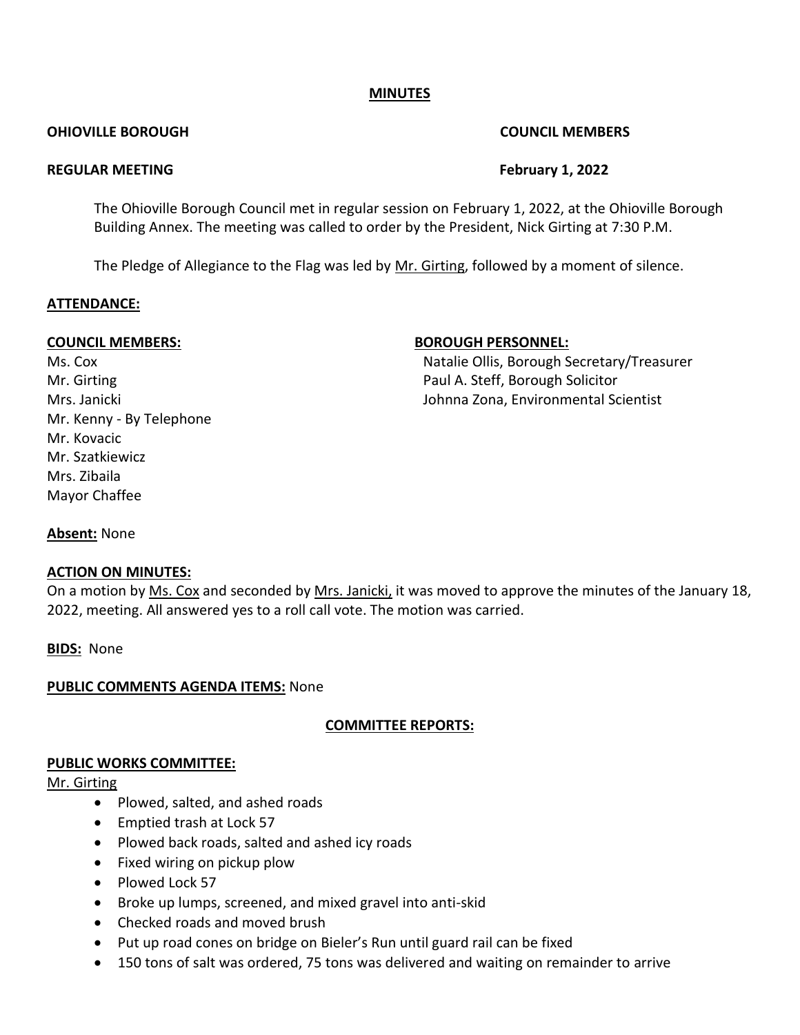**MINUTES**

**OHIOVILLE BOROUGH** **COUNCIL MEMBERS**

**REGULAR MEETING** **February 1, 2022**

The Ohioville Borough Council met in regular session on February 1, 2022, at the Ohioville Borough Building Annex. The meeting was called to order by the President, Nick Girting at 7:30 P.M.

The Pledge of Allegiance to the Flag was led by Mr. Girting, followed by a moment of silence.

**ATTENDANCE:**

**COUNCIL MEMBERS:**

Ms. Cox
Mr. Girting
Mrs. Janicki
Mr. Kenny - By Telephone
Mr. Kovacic
Mr. Szatkiewicz
Mrs. Zibaila
Mayor Chaffee

**BOROUGH PERSONNEL:**

Natalie Ollis, Borough Secretary/Treasurer
Paul A. Steff, Borough Solicitor
Johnna Zona, Environmental Scientist

**Absent:** None

**ACTION ON MINUTES:**
On a motion by Ms. Cox and seconded by Mrs. Janicki, it was moved to approve the minutes of the January 18, 2022, meeting. All answered yes to a roll call vote. The motion was carried.

**BIDS:** None

**PUBLIC COMMENTS AGENDA ITEMS:** None

**COMMITTEE REPORTS:**

**PUBLIC WORKS COMMITTEE:**

Mr. Girting

- Plowed, salted, and ashed roads
- Emptied trash at Lock 57
- Plowed back roads, salted and ashed icy roads
- Fixed wiring on pickup plow
- Plowed Lock 57
- Broke up lumps, screened, and mixed gravel into anti-skid
- Checked roads and moved brush
- Put up road cones on bridge on Bieler's Run until guard rail can be fixed
- 150 tons of salt was ordered, 75 tons was delivered and waiting on remainder to arrive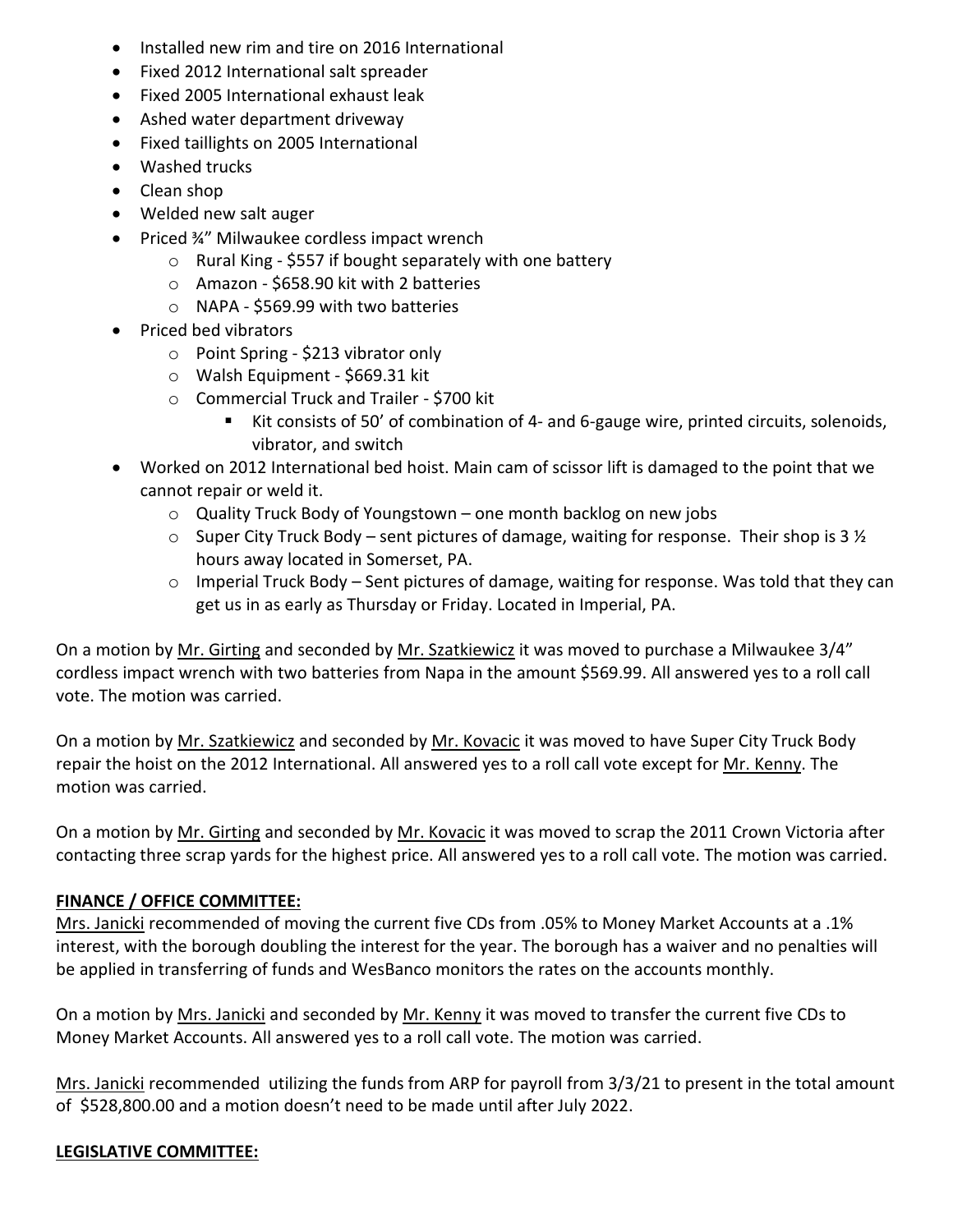- Installed new rim and tire on 2016 International
- Fixed 2012 International salt spreader
- Fixed 2005 International exhaust leak
- Ashed water department driveway
- Fixed taillights on 2005 International
- Washed trucks
- Clean shop
- Welded new salt auger
- Priced ¾" Milwaukee cordless impact wrench
    - Rural King - $557 if bought separately with one battery
    - Amazon - $658.90 kit with 2 batteries
    - NAPA - $569.99 with two batteries
- Priced bed vibrators
    - Point Spring - $213 vibrator only
    - Walsh Equipment - $669.31 kit
    - Commercial Truck and Trailer - $700 kit
        - Kit consists of 50' of combination of 4- and 6-gauge wire, printed circuits, solenoids, vibrator, and switch
- Worked on 2012 International bed hoist. Main cam of scissor lift is damaged to the point that we cannot repair or weld it.
    - Quality Truck Body of Youngstown – one month backlog on new jobs
    - Super City Truck Body – sent pictures of damage, waiting for response. Their shop is 3 ½ hours away located in Somerset, PA.
    - Imperial Truck Body – Sent pictures of damage, waiting for response. Was told that they can get us in as early as Thursday or Friday. Located in Imperial, PA.

On a motion by Mr. Girting and seconded by Mr. Szatkiewicz it was moved to purchase a Milwaukee 3/4" cordless impact wrench with two batteries from Napa in the amount $569.99. All answered yes to a roll call vote. The motion was carried.

On a motion by Mr. Szatkiewicz and seconded by Mr. Kovacic it was moved to have Super City Truck Body repair the hoist on the 2012 International. All answered yes to a roll call vote except for Mr. Kenny. The motion was carried.

On a motion by Mr. Girting and seconded by Mr. Kovacic it was moved to scrap the 2011 Crown Victoria after contacting three scrap yards for the highest price. All answered yes to a roll call vote. The motion was carried.

**FINANCE / OFFICE COMMITTEE:**

Mrs. Janicki recommended of moving the current five CDs from .05% to Money Market Accounts at a .1% interest, with the borough doubling the interest for the year. The borough has a waiver and no penalties will be applied in transferring of funds and WesBanco monitors the rates on the accounts monthly.

On a motion by Mrs. Janicki and seconded by Mr. Kenny it was moved to transfer the current five CDs to Money Market Accounts. All answered yes to a roll call vote. The motion was carried.

Mrs. Janicki recommended utilizing the funds from ARP for payroll from 3/3/21 to present in the total amount of $528,800.00 and a motion doesn't need to be made until after July 2022.

**LEGISLATIVE COMMITTEE:**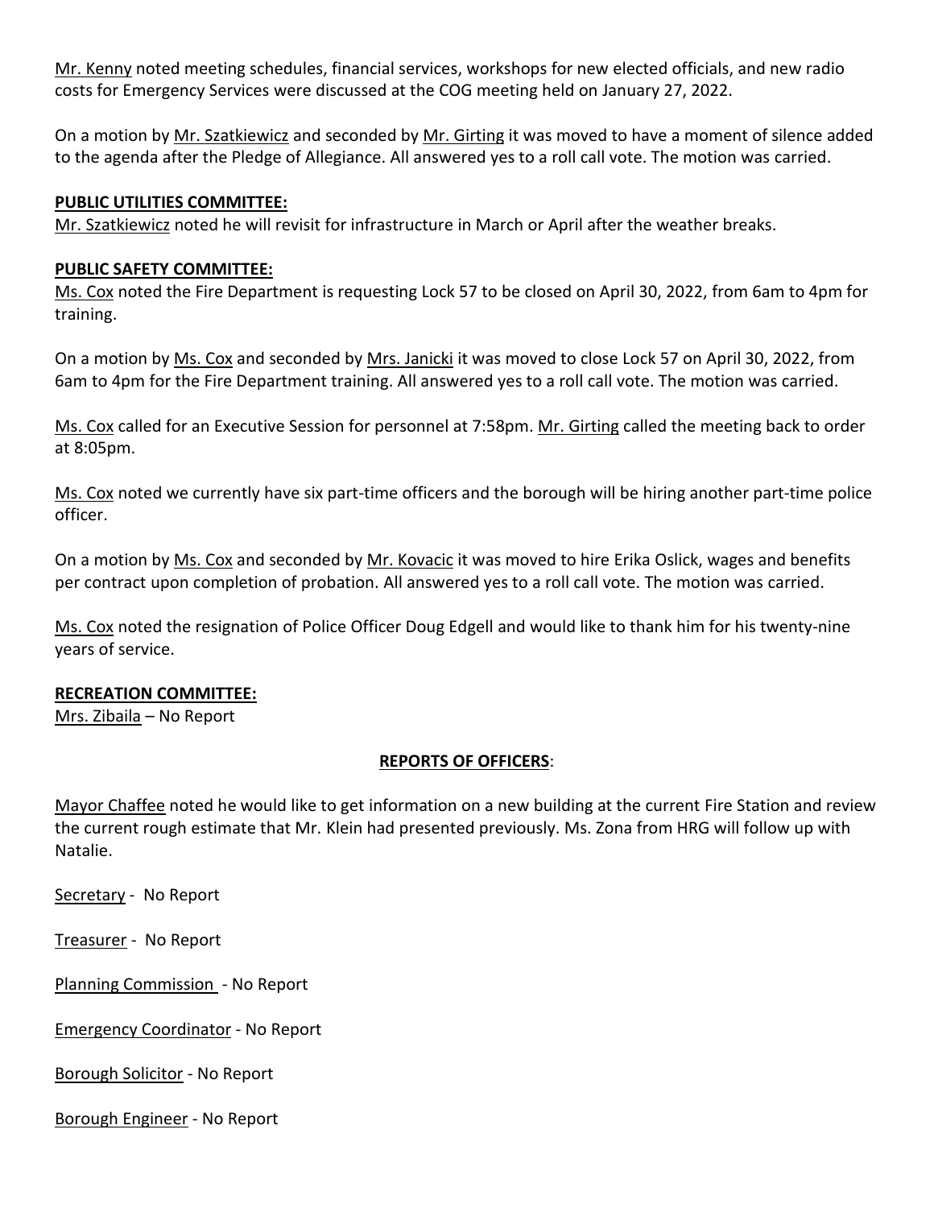Mr. Kenny noted meeting schedules, financial services, workshops for new elected officials, and new radio costs for Emergency Services were discussed at the COG meeting held on January 27, 2022.

On a motion by Mr. Szatkiewicz and seconded by Mr. Girting it was moved to have a moment of silence added to the agenda after the Pledge of Allegiance. All answered yes to a roll call vote. The motion was carried.

**PUBLIC UTILITIES COMMITTEE:**

Mr. Szatkiewicz noted he will revisit for infrastructure in March or April after the weather breaks.

**PUBLIC SAFETY COMMITTEE:**

Ms. Cox noted the Fire Department is requesting Lock 57 to be closed on April 30, 2022, from 6am to 4pm for training.

On a motion by Ms. Cox and seconded by Mrs. Janicki it was moved to close Lock 57 on April 30, 2022, from 6am to 4pm for the Fire Department training. All answered yes to a roll call vote. The motion was carried.

Ms. Cox called for an Executive Session for personnel at 7:58pm. Mr. Girting called the meeting back to order at 8:05pm.

Ms. Cox noted we currently have six part-time officers and the borough will be hiring another part-time police officer.

On a motion by Ms. Cox and seconded by Mr. Kovacic it was moved to hire Erika Oslick, wages and benefits per contract upon completion of probation. All answered yes to a roll call vote. The motion was carried.

Ms. Cox noted the resignation of Police Officer Doug Edgell and would like to thank him for his twenty-nine years of service.

**RECREATION COMMITTEE:**

Mrs. Zibaila – No Report

**REPORTS OF OFFICERS**:

Mayor Chaffee noted he would like to get information on a new building at the current Fire Station and review the current rough estimate that Mr. Klein had presented previously. Ms. Zona from HRG will follow up with Natalie.

Secretary - No Report

Treasurer - No Report

Planning Commission - No Report

Emergency Coordinator - No Report

Borough Solicitor - No Report

Borough Engineer - No Report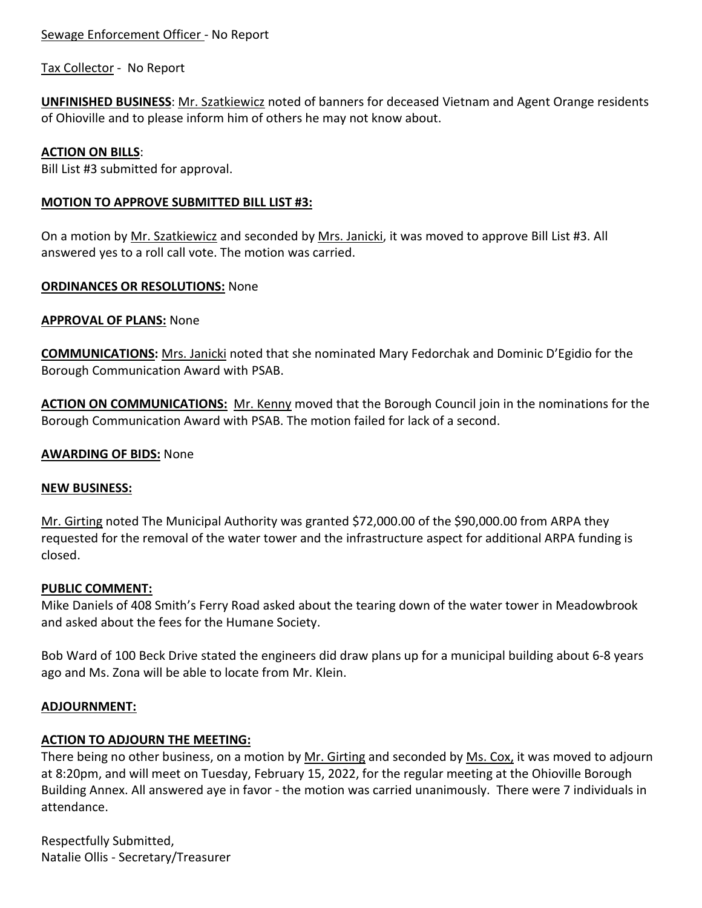Sewage Enforcement Officer - No Report

Tax Collector - No Report

**UNFINISHED BUSINESS**: Mr. Szatkiewicz noted of banners for deceased Vietnam and Agent Orange residents of Ohioville and to please inform him of others he may not know about.

**ACTION ON BILLS**:
Bill List #3 submitted for approval.

**MOTION TO APPROVE SUBMITTED BILL LIST #3:**

On a motion by Mr. Szatkiewicz and seconded by Mrs. Janicki, it was moved to approve Bill List #3. All answered yes to a roll call vote. The motion was carried.

**ORDINANCES OR RESOLUTIONS:** None

**APPROVAL OF PLANS:** None

**COMMUNICATIONS:** Mrs. Janicki noted that she nominated Mary Fedorchak and Dominic D'Egidio for the Borough Communication Award with PSAB.

**ACTION ON COMMUNICATIONS:** Mr. Kenny moved that the Borough Council join in the nominations for the Borough Communication Award with PSAB. The motion failed for lack of a second.

**AWARDING OF BIDS:** None

**NEW BUSINESS:**

Mr. Girting noted The Municipal Authority was granted $72,000.00 of the $90,000.00 from ARPA they requested for the removal of the water tower and the infrastructure aspect for additional ARPA funding is closed.

**PUBLIC COMMENT:**
Mike Daniels of 408 Smith's Ferry Road asked about the tearing down of the water tower in Meadowbrook and asked about the fees for the Humane Society.

Bob Ward of 100 Beck Drive stated the engineers did draw plans up for a municipal building about 6-8 years ago and Ms. Zona will be able to locate from Mr. Klein.

**ADJOURNMENT:**

**ACTION TO ADJOURN THE MEETING:**
There being no other business, on a motion by Mr. Girting and seconded by Ms. Cox, it was moved to adjourn at 8:20pm, and will meet on Tuesday, February 15, 2022, for the regular meeting at the Ohioville Borough Building Annex. All answered aye in favor - the motion was carried unanimously. There were 7 individuals in attendance.

Respectfully Submitted,
Natalie Ollis - Secretary/Treasurer